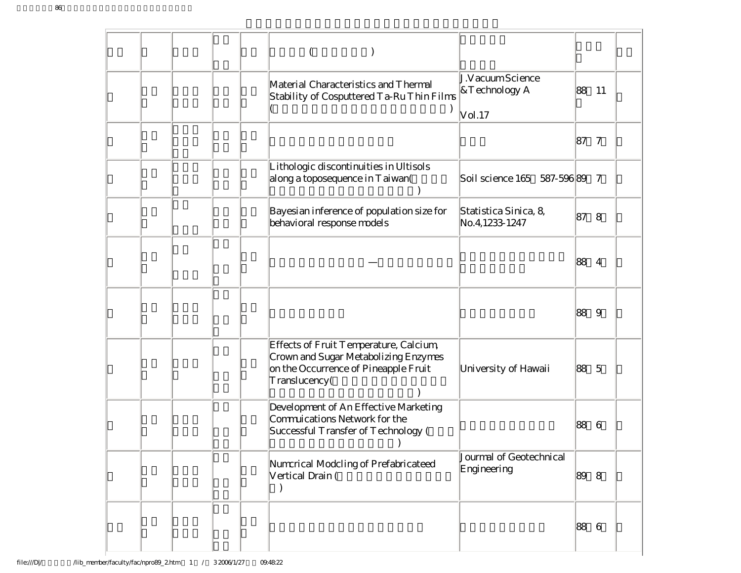| | | | | | (    ) | | | |
|---|---|---|---|---|---|---|---|---|
| | | | | | Material Characteristics and Thermal Stability of Cosputtered Ta-Ru Thin Films ( ) | J.Vacuum Science &Technology A Vol.17 | 88 11 | |
| | | | | | | | 87 7 | |
| | | | | | Lithologic discontinuities in Ultisols along a toposequence in Taiwan( ) | Soil science 165 587-596 | 89 7 | |
| | | | | | Bayesian inference of population size for behavioral response models | Statistica Sinica, 8, No.4,1233-1247 | 87 8 | |
| | | | | | — | | 88 4 | |
| | | | | | | | 88 9 | |
| | | | | | Effects of Fruit Temperature, Calcium, Crown and Sugar Metabolizing Enzymes on the Occurrence of Pineapple Fruit Translucency( ) | University of Hawaii | 88 5 | |
| | | | | | Development of An Effective Marketing Commuications Network for the Successful Transfer of Technology ( ) | | 88 6 | |
| | | | | | Numcrical Modcling of Prefabricateed Vertical Drain ( ) | Journal of Geotechnical Engineering | 89 8 | |
| | | | | | | | 88 6 | |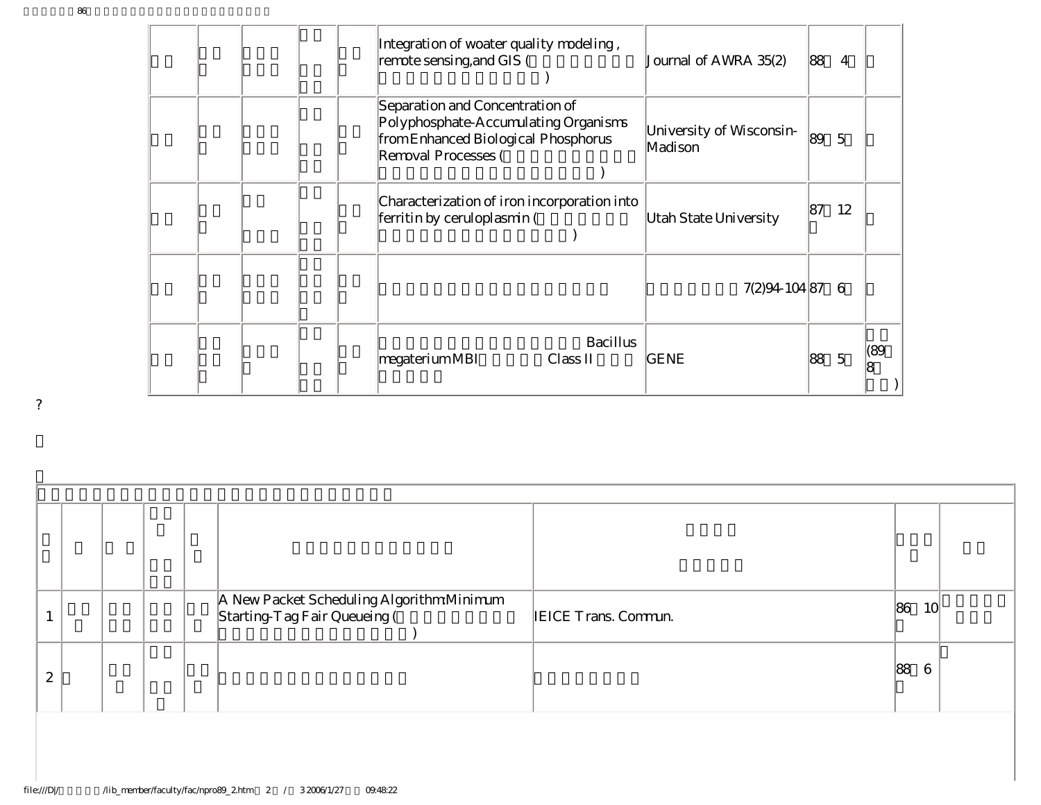|  |  |  |  |  |  |  |  |  |
|---|---|---|---|---|---|---|---|---|
|  |  |  |  |  | Integration of woater quality modeling, remote sensing,and GIS ( ) | Journal of AWRA 35(2) | 88 4 |  |
|  |  |  |  |  | Separation and Concentration of Polyphosphate-Accumulating Organisms from Enhanced Biological Phosphorus Removal Processes ( ) | University of Wisconsin-Madison | 89 5 |  |
|  |  |  |  |  | Characterization of iron incorporation into ferritin by ceruloplasmin ( ) | Utah State University | 87 12 |  |
|  |  |  |  |  |  | 7(2)94-104 | 87 6 |  |
|  |  |  |  |  | Bacillus megaterium MBI Class II | GENE | 88 5 | (89 8 ) |

?

|  |  |  |  |  |  |  |  |  |
|---|---|---|---|---|---|---|---|---|
|  |  |  |  |  |  |  |  |  |
| 1 |  |  |  |  | A New Packet Scheduling Algorithm:Minimum Starting-Tag Fair Queueing ( ) | IEICE Trans. Commun. | 86 10 |  |
| 2 |  |  |  |  |  |  | 88 6 |  |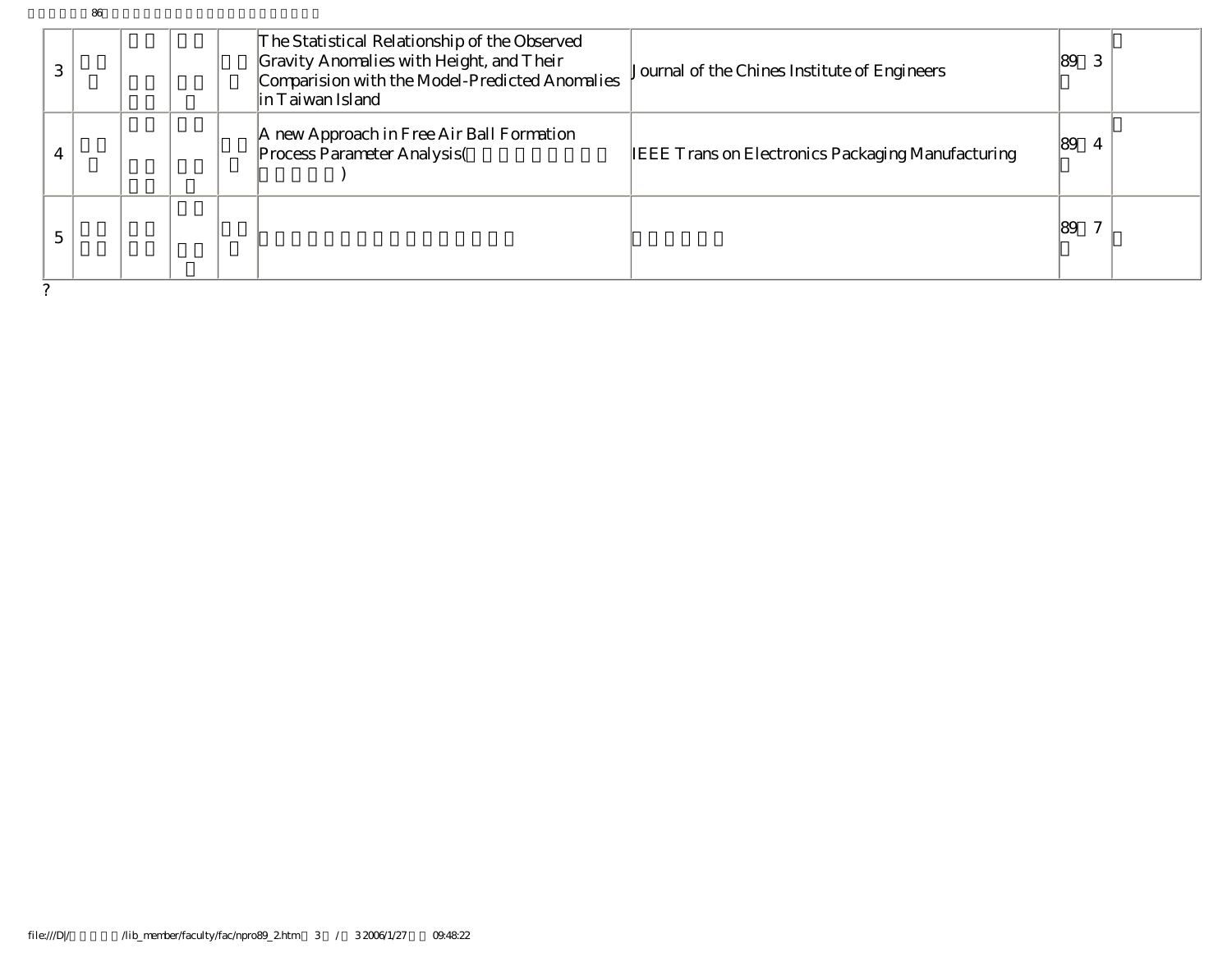| | | | | | | | | |
|---|---|---|---|---|---|---|---|---|
| 3 | | | | | The Statistical Relationship of the Observed Gravity Anomalies with Height, and Their Comparision with the Model-Predicted Anomalies in Taiwan Island | Journal of the Chines Institute of Engineers | 89 3 | |
| 4 | | | | | A new Approach in Free Air Ball Formation Process Parameter Analysis( ) | IEEE Trans on Electronics Packaging Manufacturing | 89 4 | |
| 5 | | | | | | | 89 7 | |

?